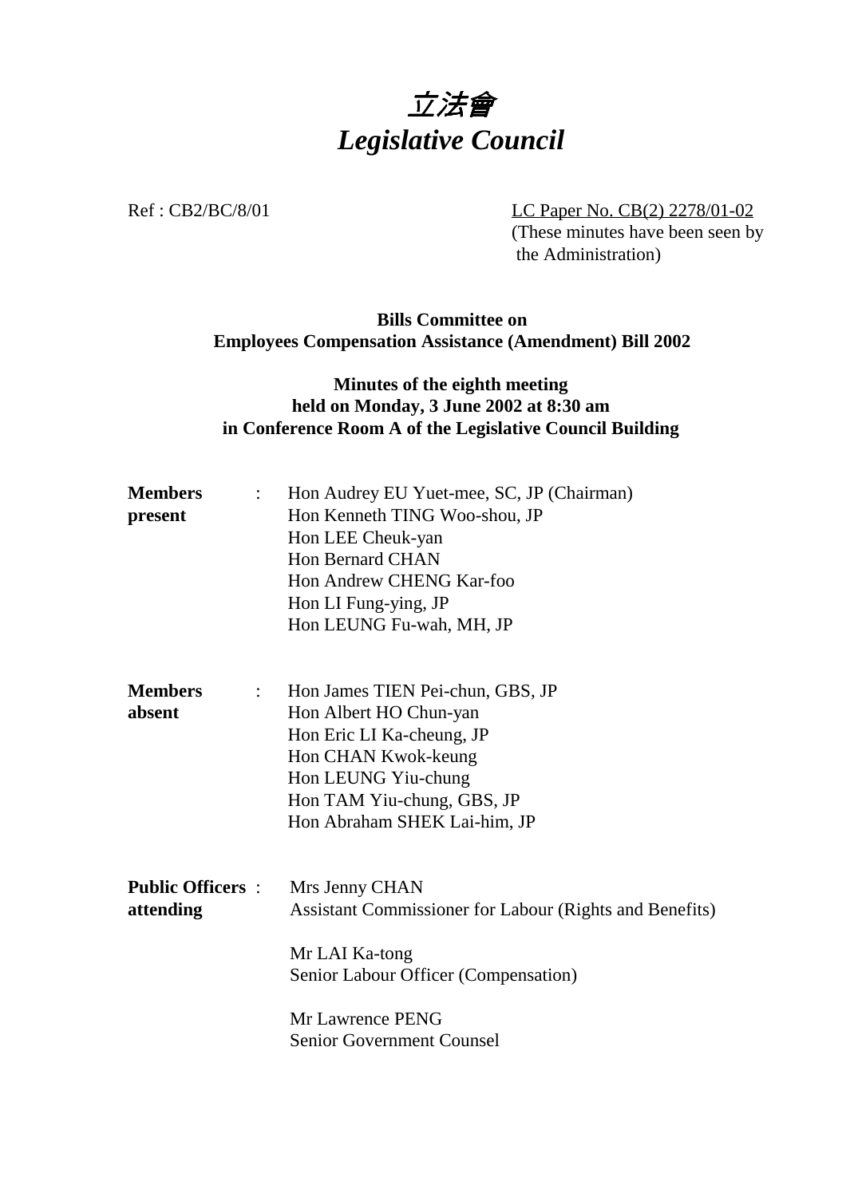# *立法會*
# *Legislative Council*

Ref : CB2/BC/8/01

LC Paper No. CB(2) 2278/01-02
(These minutes have been seen by the Administration)

**Bills Committee on**
**Employees Compensation Assistance (Amendment) Bill 2002**

**Minutes of the eighth meeting**
**held on Monday, 3 June 2002 at 8:30 am**
**in Conference Room A of the Legislative Council Building**

**Members present** :
Hon Audrey EU Yuet-mee, SC, JP (Chairman)
Hon Kenneth TING Woo-shou, JP
Hon LEE Cheuk-yan
Hon Bernard CHAN
Hon Andrew CHENG Kar-foo
Hon LI Fung-ying, JP
Hon LEUNG Fu-wah, MH, JP

**Members absent** :
Hon James TIEN Pei-chun, GBS, JP
Hon Albert HO Chun-yan
Hon Eric LI Ka-cheung, JP
Hon CHAN Kwok-keung
Hon LEUNG Yiu-chung
Hon TAM Yiu-chung, GBS, JP
Hon Abraham SHEK Lai-him, JP

**Public Officers attending** :
Mrs Jenny CHAN
Assistant Commissioner for Labour (Rights and Benefits)

Mr LAI Ka-tong
Senior Labour Officer (Compensation)

Mr Lawrence PENG
Senior Government Counsel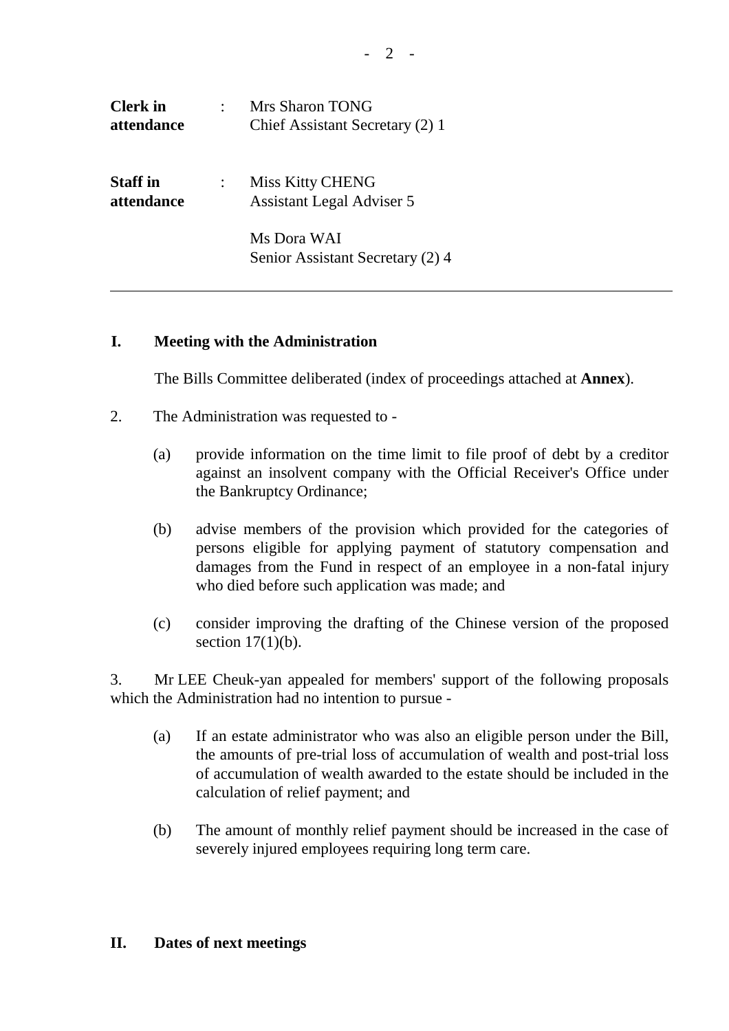| | | |
|---|---|---|
| **Clerk in attendance** | : | Mrs Sharon TONG<br>Chief Assistant Secretary (2) 1 |
| **Staff in attendance** | : | Miss Kitty CHENG<br>Assistant Legal Adviser 5<br><br>Ms Dora WAI<br>Senior Assistant Secretary (2) 4 |

---

## I. Meeting with the Administration

The Bills Committee deliberated (index of proceedings attached at **Annex**).

2. The Administration was requested to -

   (a) provide information on the time limit to file proof of debt by a creditor against an insolvent company with the Official Receiver's Office under the Bankruptcy Ordinance;

   (b) advise members of the provision which provided for the categories of persons eligible for applying payment of statutory compensation and damages from the Fund in respect of an employee in a non-fatal injury who died before such application was made; and

   (c) consider improving the drafting of the Chinese version of the proposed section 17(1)(b).

3. Mr LEE Cheuk-yan appealed for members' support of the following proposals which the Administration had no intention to pursue -

   (a) If an estate administrator who was also an eligible person under the Bill, the amounts of pre-trial loss of accumulation of wealth and post-trial loss of accumulation of wealth awarded to the estate should be included in the calculation of relief payment; and

   (b) The amount of monthly relief payment should be increased in the case of severely injured employees requiring long term care.

## II. Dates of next meetings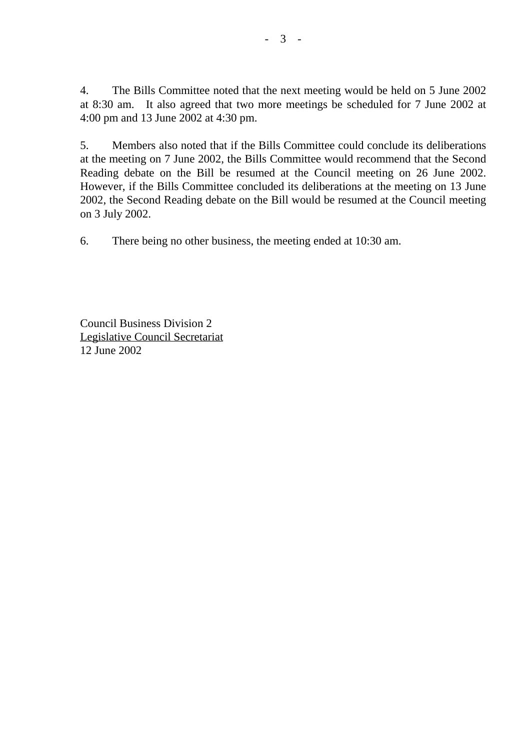4. The Bills Committee noted that the next meeting would be held on 5 June 2002 at 8:30 am. It also agreed that two more meetings be scheduled for 7 June 2002 at 4:00 pm and 13 June 2002 at 4:30 pm.

5. Members also noted that if the Bills Committee could conclude its deliberations at the meeting on 7 June 2002, the Bills Committee would recommend that the Second Reading debate on the Bill be resumed at the Council meeting on 26 June 2002. However, if the Bills Committee concluded its deliberations at the meeting on 13 June 2002, the Second Reading debate on the Bill would be resumed at the Council meeting on 3 July 2002.

6. There being no other business, the meeting ended at 10:30 am.

Council Business Division 2  
Legislative Council Secretariat  
12 June 2002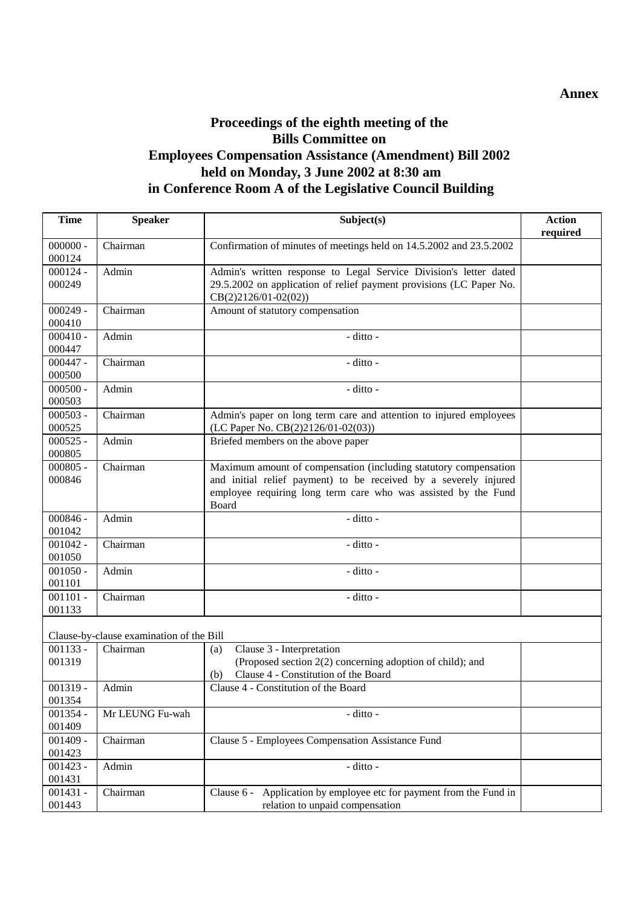**Annex**

# Proceedings of the eighth meeting of the Bills Committee on Employees Compensation Assistance (Amendment) Bill 2002 held on Monday, 3 June 2002 at 8:30 am in Conference Room A of the Legislative Council Building

| Time | Speaker | Subject(s) | Action required |
|---|---|---|---|
| 000000 - 000124 | Chairman | Confirmation of minutes of meetings held on 14.5.2002 and 23.5.2002 | |
| 000124 - 000249 | Admin | Admin's written response to Legal Service Division's letter dated 29.5.2002 on application of relief payment provisions (LC Paper No. CB(2)2126/01-02(02)) | |
| 000249 - 000410 | Chairman | Amount of statutory compensation | |
| 000410 - 000447 | Admin | - ditto - | |
| 000447 - 000500 | Chairman | - ditto - | |
| 000500 - 000503 | Admin | - ditto - | |
| 000503 - 000525 | Chairman | Admin's paper on long term care and attention to injured employees (LC Paper No. CB(2)2126/01-02(03)) | |
| 000525 - 000805 | Admin | Briefed members on the above paper | |
| 000805 - 000846 | Chairman | Maximum amount of compensation (including statutory compensation and initial relief payment) to be received by a severely injured employee requiring long term care who was assisted by the Fund Board | |
| 000846 - 001042 | Admin | - ditto - | |
| 001042 - 001050 | Chairman | - ditto - | |
| 001050 - 001101 | Admin | - ditto - | |
| 001101 - 001133 | Chairman | - ditto - | |
| Clause-by-clause examination of the Bill | | | |
| 001133 - 001319 | Chairman | (a) Clause 3 - Interpretation (Proposed section 2(2) concerning adoption of child); and (b) Clause 4 - Constitution of the Board | |
| 001319 - 001354 | Admin | Clause 4 - Constitution of the Board | |
| 001354 - 001409 | Mr LEUNG Fu-wah | - ditto - | |
| 001409 - 001423 | Chairman | Clause 5 - Employees Compensation Assistance Fund | |
| 001423 - 001431 | Admin | - ditto - | |
| 001431 - 001443 | Chairman | Clause 6 - Application by employee etc for payment from the Fund in relation to unpaid compensation | |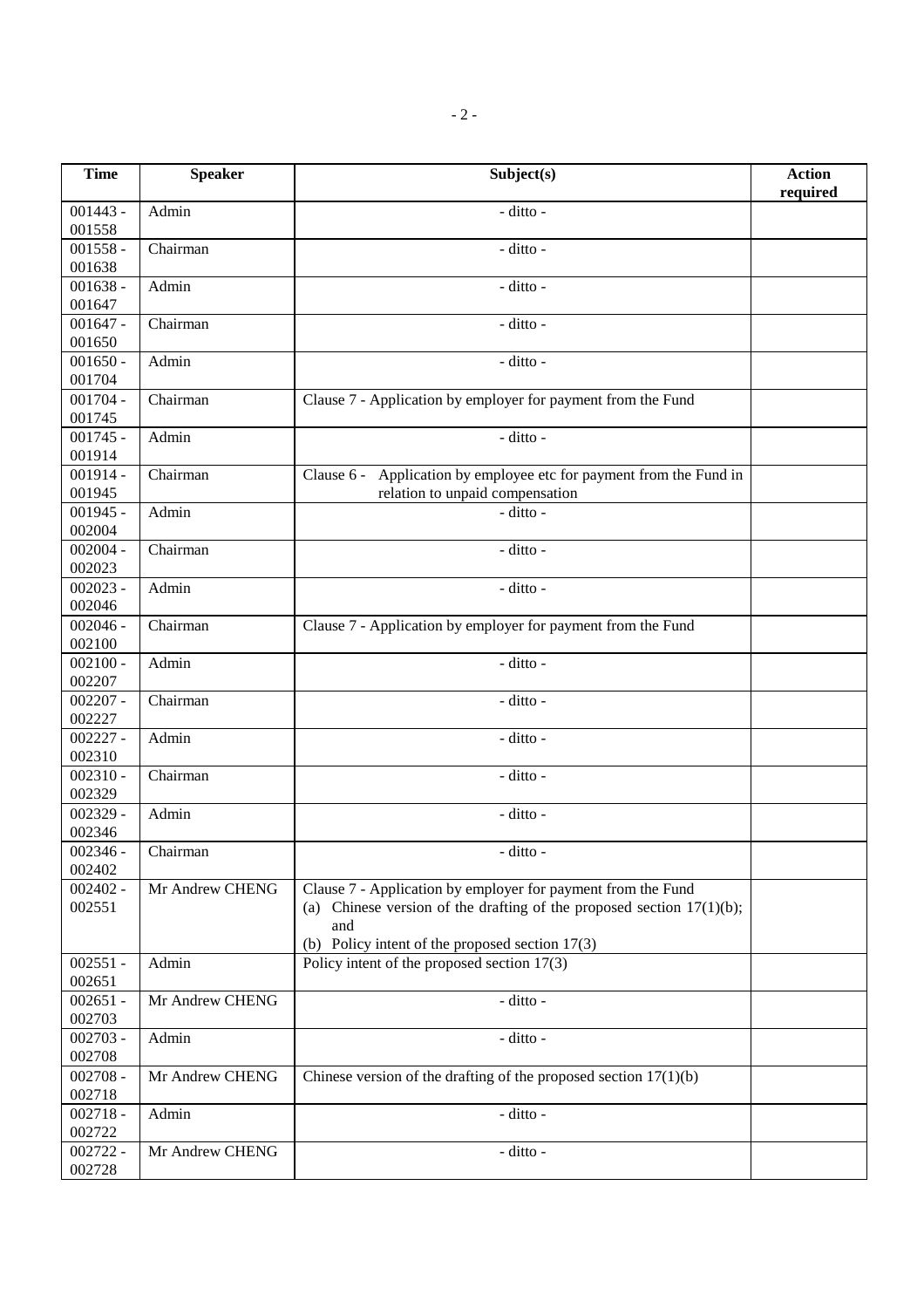| Time | Speaker | Subject(s) | Action required |
|---|---|---|---|
| 001443 - 001558 | Admin | - ditto - | |
| 001558 - 001638 | Chairman | - ditto - | |
| 001638 - 001647 | Admin | - ditto - | |
| 001647 - 001650 | Chairman | - ditto - | |
| 001650 - 001704 | Admin | - ditto - | |
| 001704 - 001745 | Chairman | Clause 7 - Application by employer for payment from the Fund | |
| 001745 - 001914 | Admin | - ditto - | |
| 001914 - 001945 | Chairman | Clause 6 - Application by employee etc for payment from the Fund in relation to unpaid compensation | |
| 001945 - 002004 | Admin | - ditto - | |
| 002004 - 002023 | Chairman | - ditto - | |
| 002023 - 002046 | Admin | - ditto - | |
| 002046 - 002100 | Chairman | Clause 7 - Application by employer for payment from the Fund | |
| 002100 - 002207 | Admin | - ditto - | |
| 002207 - 002227 | Chairman | - ditto - | |
| 002227 - 002310 | Admin | - ditto - | |
| 002310 - 002329 | Chairman | - ditto - | |
| 002329 - 002346 | Admin | - ditto - | |
| 002346 - 002402 | Chairman | - ditto - | |
| 002402 - 002551 | Mr Andrew CHENG | Clause 7 - Application by employer for payment from the Fund<br>(a) Chinese version of the drafting of the proposed section 17(1)(b); and<br>(b) Policy intent of the proposed section 17(3) | |
| 002551 - 002651 | Admin | Policy intent of the proposed section 17(3) | |
| 002651 - 002703 | Mr Andrew CHENG | - ditto - | |
| 002703 - 002708 | Admin | - ditto - | |
| 002708 - 002718 | Mr Andrew CHENG | Chinese version of the drafting of the proposed section 17(1)(b) | |
| 002718 - 002722 | Admin | - ditto - | |
| 002722 - 002728 | Mr Andrew CHENG | - ditto - | |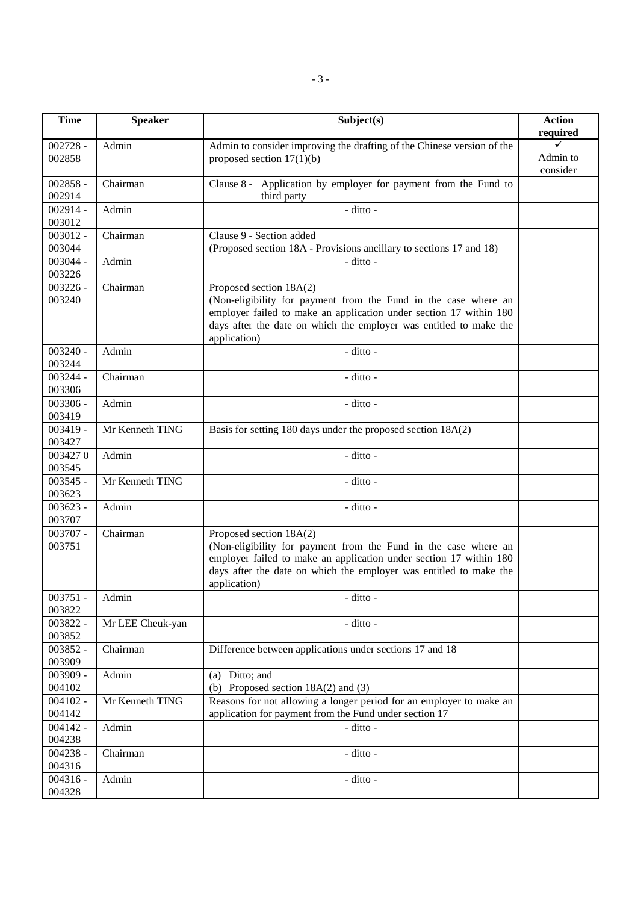| Time | Speaker | Subject(s) | Action required |
|---|---|---|---|
| 002728 - 002858 | Admin | Admin to consider improving the drafting of the Chinese version of the proposed section 17(1)(b) | ✓ Admin to consider |
| 002858 - 002914 | Chairman | Clause 8 - Application by employer for payment from the Fund to third party | |
| 002914 - 003012 | Admin | - ditto - | |
| 003012 - 003044 | Chairman | Clause 9 - Section added (Proposed section 18A - Provisions ancillary to sections 17 and 18) | |
| 003044 - 003226 | Admin | - ditto - | |
| 003226 - 003240 | Chairman | Proposed section 18A(2) (Non-eligibility for payment from the Fund in the case where an employer failed to make an application under section 17 within 180 days after the date on which the employer was entitled to make the application) | |
| 003240 - 003244 | Admin | - ditto - | |
| 003244 - 003306 | Chairman | - ditto - | |
| 003306 - 003419 | Admin | - ditto - | |
| 003419 - 003427 | Mr Kenneth TING | Basis for setting 180 days under the proposed section 18A(2) | |
| 0034270 003545 | Admin | - ditto - | |
| 003545 - 003623 | Mr Kenneth TING | - ditto - | |
| 003623 - 003707 | Admin | - ditto - | |
| 003707 - 003751 | Chairman | Proposed section 18A(2) (Non-eligibility for payment from the Fund in the case where an employer failed to make an application under section 17 within 180 days after the date on which the employer was entitled to make the application) | |
| 003751 - 003822 | Admin | - ditto - | |
| 003822 - 003852 | Mr LEE Cheuk-yan | - ditto - | |
| 003852 - 003909 | Chairman | Difference between applications under sections 17 and 18 | |
| 003909 - 004102 | Admin | (a) Ditto; and (b) Proposed section 18A(2) and (3) | |
| 004102 - 004142 | Mr Kenneth TING | Reasons for not allowing a longer period for an employer to make an application for payment from the Fund under section 17 | |
| 004142 - 004238 | Admin | - ditto - | |
| 004238 - 004316 | Chairman | - ditto - | |
| 004316 - 004328 | Admin | - ditto - | |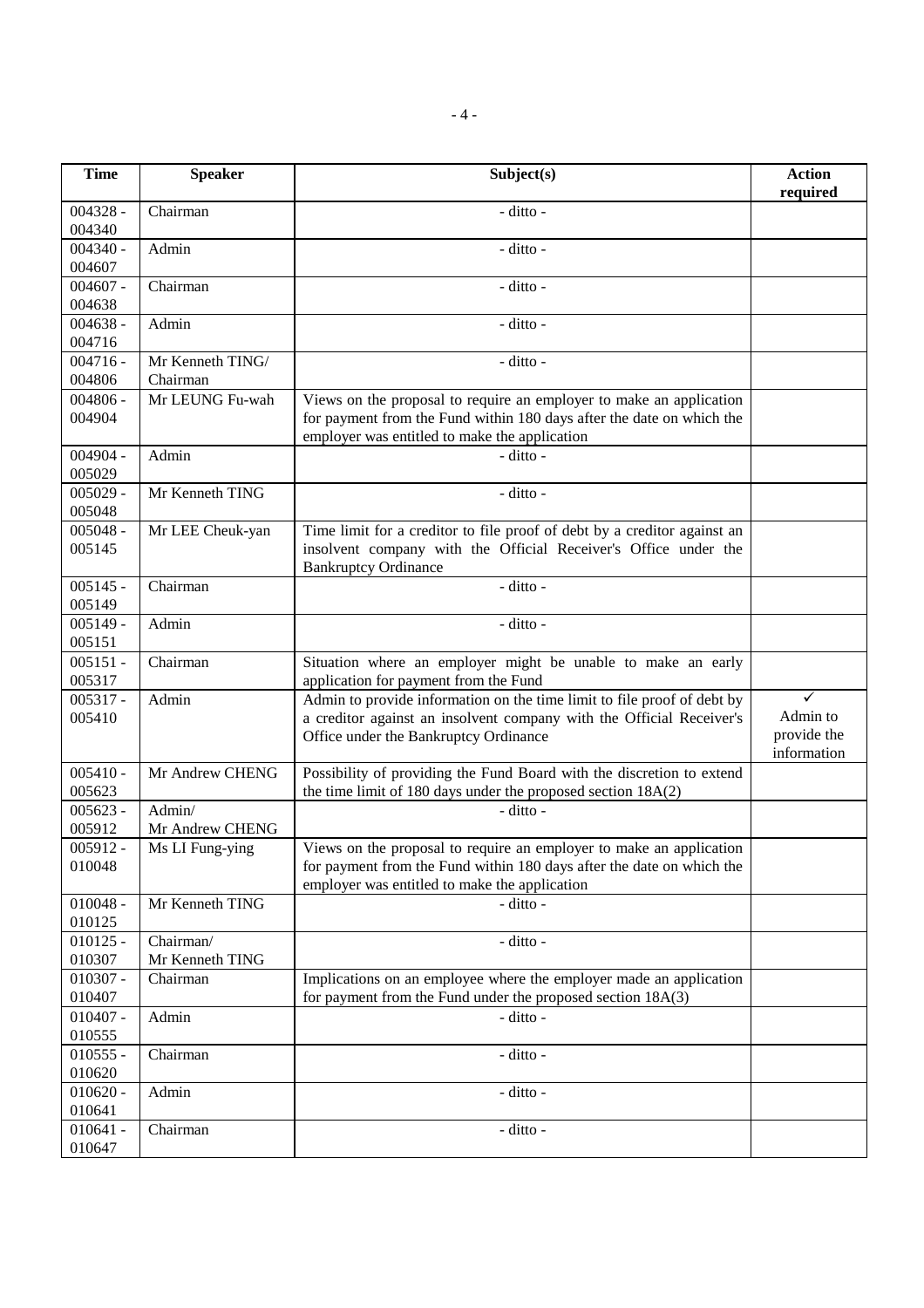| Time | Speaker | Subject(s) | Action required |
|---|---|---|---|
| 004328 - 004340 | Chairman | - ditto - | |
| 004340 - 004607 | Admin | - ditto - | |
| 004607 - 004638 | Chairman | - ditto - | |
| 004638 - 004716 | Admin | - ditto - | |
| 004716 - 004806 | Mr Kenneth TING/ Chairman | - ditto - | |
| 004806 - 004904 | Mr LEUNG Fu-wah | Views on the proposal to require an employer to make an application for payment from the Fund within 180 days after the date on which the employer was entitled to make the application | |
| 004904 - 005029 | Admin | - ditto - | |
| 005029 - 005048 | Mr Kenneth TING | - ditto - | |
| 005048 - 005145 | Mr LEE Cheuk-yan | Time limit for a creditor to file proof of debt by a creditor against an insolvent company with the Official Receiver's Office under the Bankruptcy Ordinance | |
| 005145 - 005149 | Chairman | - ditto - | |
| 005149 - 005151 | Admin | - ditto - | |
| 005151 - 005317 | Chairman | Situation where an employer might be unable to make an early application for payment from the Fund | |
| 005317 - 005410 | Admin | Admin to provide information on the time limit to file proof of debt by a creditor against an insolvent company with the Official Receiver's Office under the Bankruptcy Ordinance | ✓ Admin to provide the information |
| 005410 - 005623 | Mr Andrew CHENG | Possibility of providing the Fund Board with the discretion to extend the time limit of 180 days under the proposed section 18A(2) | |
| 005623 - 005912 | Admin/ Mr Andrew CHENG | - ditto - | |
| 005912 - 010048 | Ms LI Fung-ying | Views on the proposal to require an employer to make an application for payment from the Fund within 180 days after the date on which the employer was entitled to make the application | |
| 010048 - 010125 | Mr Kenneth TING | - ditto - | |
| 010125 - 010307 | Chairman/ Mr Kenneth TING | - ditto - | |
| 010307 - 010407 | Chairman | Implications on an employee where the employer made an application for payment from the Fund under the proposed section 18A(3) | |
| 010407 - 010555 | Admin | - ditto - | |
| 010555 - 010620 | Chairman | - ditto - | |
| 010620 - 010641 | Admin | - ditto - | |
| 010641 - 010647 | Chairman | - ditto - | |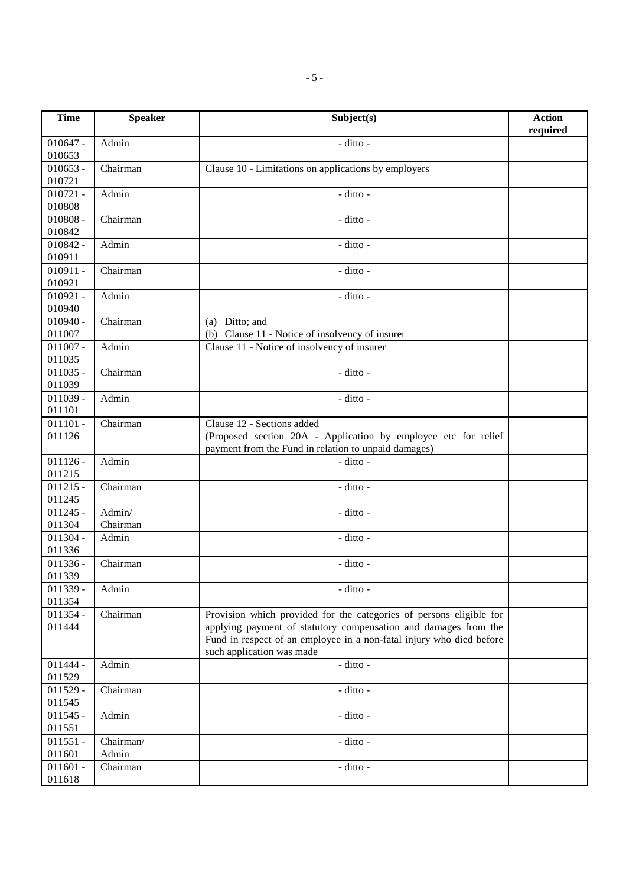| Time | Speaker | Subject(s) | Action required |
|---|---|---|---|
| 010647 - 010653 | Admin | - ditto - | |
| 010653 - 010721 | Chairman | Clause 10 - Limitations on applications by employers | |
| 010721 - 010808 | Admin | - ditto - | |
| 010808 - 010842 | Chairman | - ditto - | |
| 010842 - 010911 | Admin | - ditto - | |
| 010911 - 010921 | Chairman | - ditto - | |
| 010921 - 010940 | Admin | - ditto - | |
| 010940 - 011007 | Chairman | (a) Ditto; and<br>(b) Clause 11 - Notice of insolvency of insurer | |
| 011007 - 011035 | Admin | Clause 11 - Notice of insolvency of insurer | |
| 011035 - 011039 | Chairman | - ditto - | |
| 011039 - 011101 | Admin | - ditto - | |
| 011101 - 011126 | Chairman | Clause 12 - Sections added<br>(Proposed section 20A - Application by employee etc for relief payment from the Fund in relation to unpaid damages) | |
| 011126 - 011215 | Admin | - ditto - | |
| 011215 - 011245 | Chairman | - ditto - | |
| 011245 - 011304 | Admin/ Chairman | - ditto - | |
| 011304 - 011336 | Admin | - ditto - | |
| 011336 - 011339 | Chairman | - ditto - | |
| 011339 - 011354 | Admin | - ditto - | |
| 011354 - 011444 | Chairman | Provision which provided for the categories of persons eligible for applying payment of statutory compensation and damages from the Fund in respect of an employee in a non-fatal injury who died before such application was made | |
| 011444 - 011529 | Admin | - ditto - | |
| 011529 - 011545 | Chairman | - ditto - | |
| 011545 - 011551 | Admin | - ditto - | |
| 011551 - 011601 | Chairman/ Admin | - ditto - | |
| 011601 - 011618 | Chairman | - ditto - | |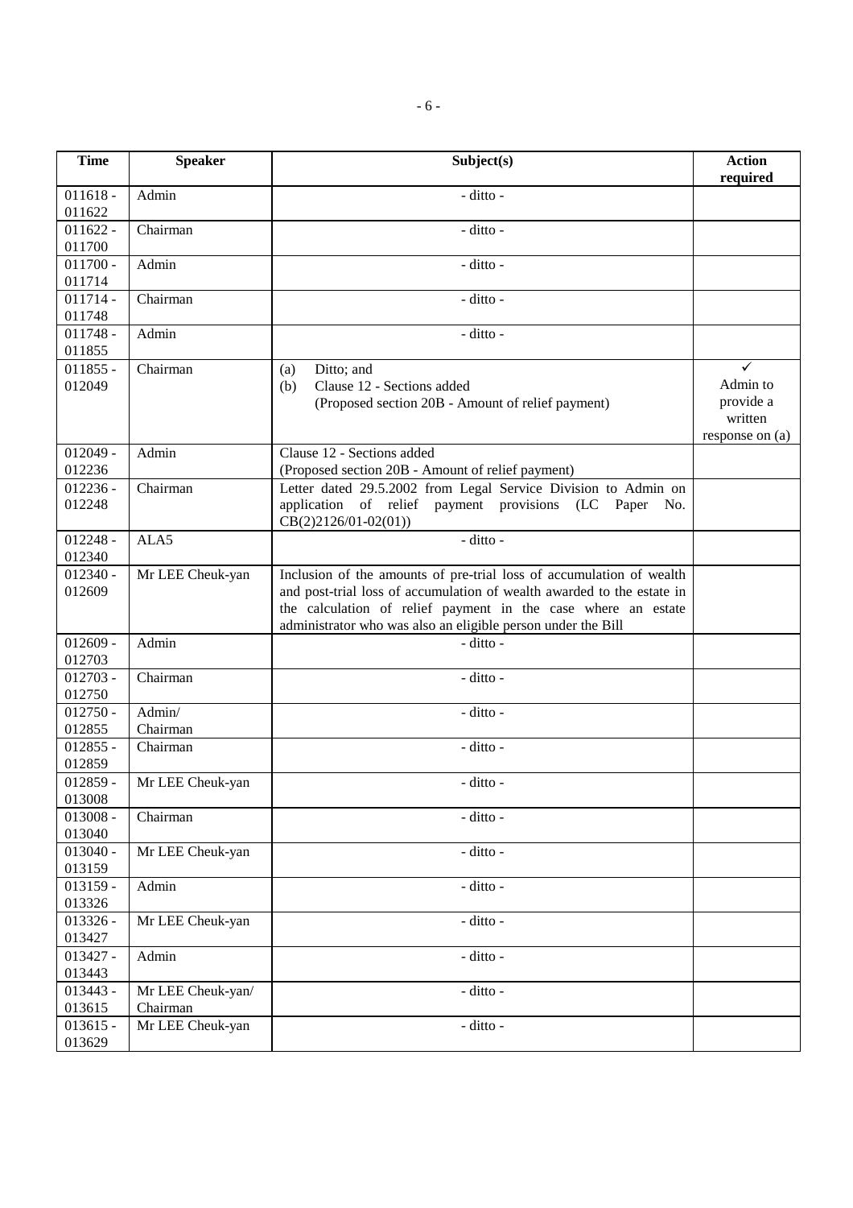| Time | Speaker | Subject(s) | Action required |
|---|---|---|---|
| 011618 - 011622 | Admin | - ditto - | |
| 011622 - 011700 | Chairman | - ditto - | |
| 011700 - 011714 | Admin | - ditto - | |
| 011714 - 011748 | Chairman | - ditto - | |
| 011748 - 011855 | Admin | - ditto - | |
| 011855 - 012049 | Chairman | (a) Ditto; and<br>(b) Clause 12 - Sections added<br>(Proposed section 20B - Amount of relief payment) | ✓<br>Admin to provide a written response on (a) |
| 012049 - 012236 | Admin | Clause 12 - Sections added<br>(Proposed section 20B - Amount of relief payment) | |
| 012236 - 012248 | Chairman | Letter dated 29.5.2002 from Legal Service Division to Admin on application of relief payment provisions (LC Paper No. CB(2)2126/01-02(01)) | |
| 012248 - 012340 | ALA5 | - ditto - | |
| 012340 - 012609 | Mr LEE Cheuk-yan | Inclusion of the amounts of pre-trial loss of accumulation of wealth and post-trial loss of accumulation of wealth awarded to the estate in the calculation of relief payment in the case where an estate administrator who was also an eligible person under the Bill | |
| 012609 - 012703 | Admin | - ditto - | |
| 012703 - 012750 | Chairman | - ditto - | |
| 012750 - 012855 | Admin/ Chairman | - ditto - | |
| 012855 - 012859 | Chairman | - ditto - | |
| 012859 - 013008 | Mr LEE Cheuk-yan | - ditto - | |
| 013008 - 013040 | Chairman | - ditto - | |
| 013040 - 013159 | Mr LEE Cheuk-yan | - ditto - | |
| 013159 - 013326 | Admin | - ditto - | |
| 013326 - 013427 | Mr LEE Cheuk-yan | - ditto - | |
| 013427 - 013443 | Admin | - ditto - | |
| 013443 - 013615 | Mr LEE Cheuk-yan/ Chairman | - ditto - | |
| 013615 - 013629 | Mr LEE Cheuk-yan | - ditto - | |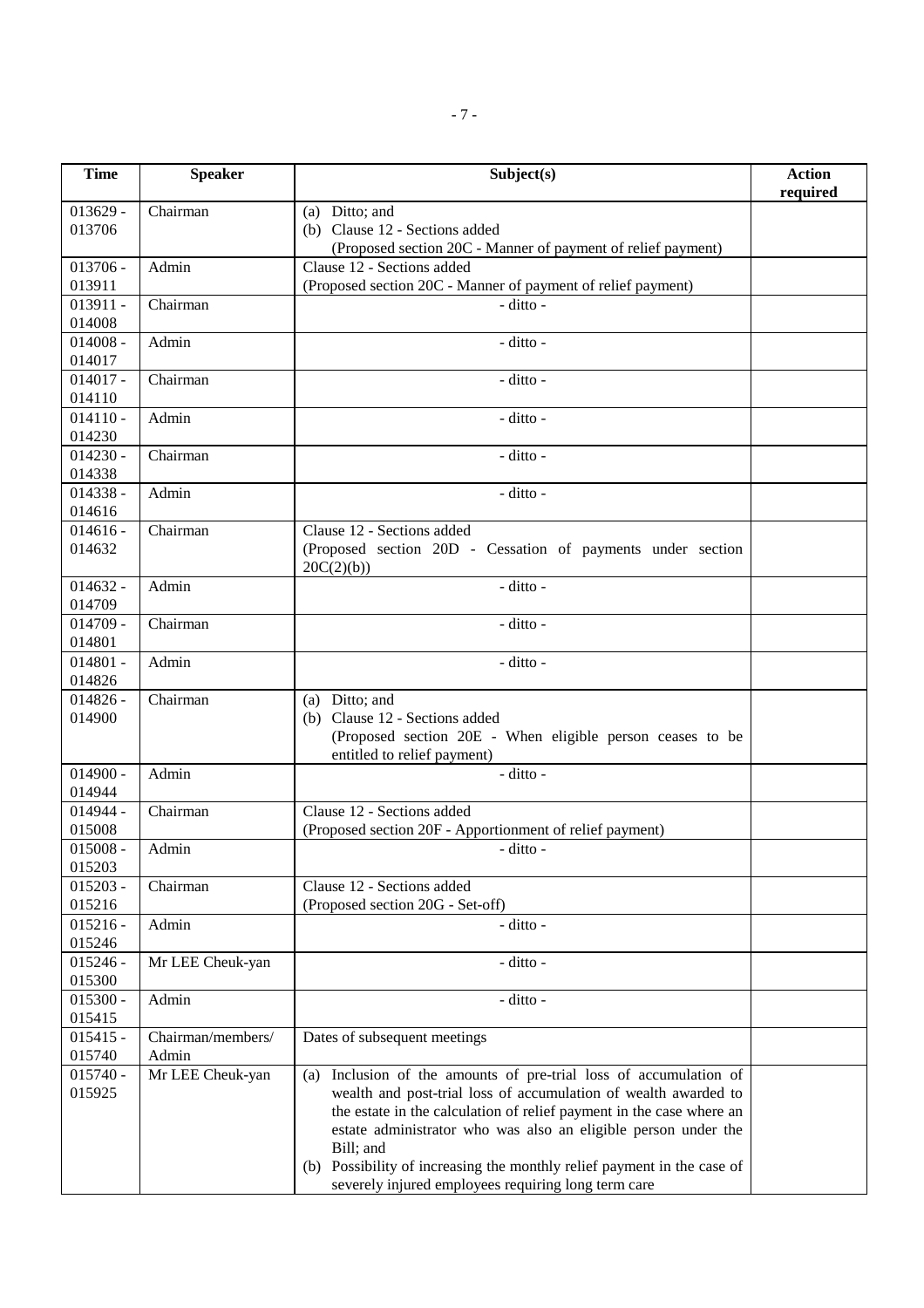| Time | Speaker | Subject(s) | Action required |
|---|---|---|---|
| 013629 - 013706 | Chairman | (a) Ditto; and<br>(b) Clause 12 - Sections added<br>(Proposed section 20C - Manner of payment of relief payment) | |
| 013706 - 013911 | Admin | Clause 12 - Sections added<br>(Proposed section 20C - Manner of payment of relief payment) | |
| 013911 - 014008 | Chairman | - ditto - | |
| 014008 - 014017 | Admin | - ditto - | |
| 014017 - 014110 | Chairman | - ditto - | |
| 014110 - 014230 | Admin | - ditto - | |
| 014230 - 014338 | Chairman | - ditto - | |
| 014338 - 014616 | Admin | - ditto - | |
| 014616 - 014632 | Chairman | Clause 12 - Sections added<br>(Proposed section 20D - Cessation of payments under section 20C(2)(b)) | |
| 014632 - 014709 | Admin | - ditto - | |
| 014709 - 014801 | Chairman | - ditto - | |
| 014801 - 014826 | Admin | - ditto - | |
| 014826 - 014900 | Chairman | (a) Ditto; and<br>(b) Clause 12 - Sections added<br>(Proposed section 20E - When eligible person ceases to be entitled to relief payment) | |
| 014900 - 014944 | Admin | - ditto - | |
| 014944 - 015008 | Chairman | Clause 12 - Sections added<br>(Proposed section 20F - Apportionment of relief payment) | |
| 015008 - 015203 | Admin | - ditto - | |
| 015203 - 015216 | Chairman | Clause 12 - Sections added<br>(Proposed section 20G - Set-off) | |
| 015216 - 015246 | Admin | - ditto - | |
| 015246 - 015300 | Mr LEE Cheuk-yan | - ditto - | |
| 015300 - 015415 | Admin | - ditto - | |
| 015415 - 015740 | Chairman/members/ Admin | Dates of subsequent meetings | |
| 015740 - 015925 | Mr LEE Cheuk-yan | (a) Inclusion of the amounts of pre-trial loss of accumulation of wealth and post-trial loss of accumulation of wealth awarded to the estate in the calculation of relief payment in the case where an estate administrator who was also an eligible person under the Bill; and<br>(b) Possibility of increasing the monthly relief payment in the case of severely injured employees requiring long term care | |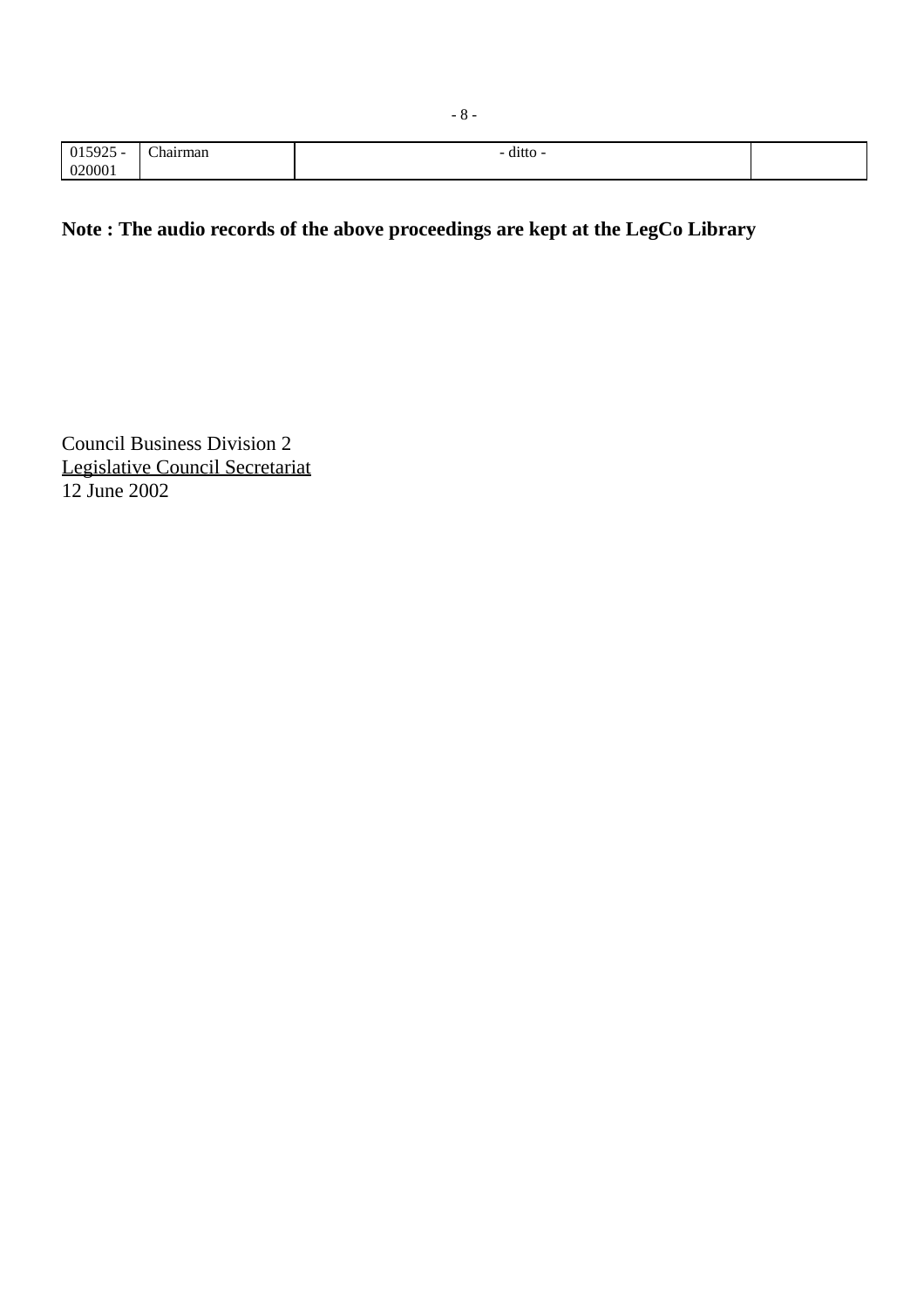| | | | |
|---|---|---|---|
| 015925 - 020001 | Chairman | - ditto - | |

**Note : The audio records of the above proceedings are kept at the LegCo Library**

Council Business Division 2
Legislative Council Secretariat
12 June 2002